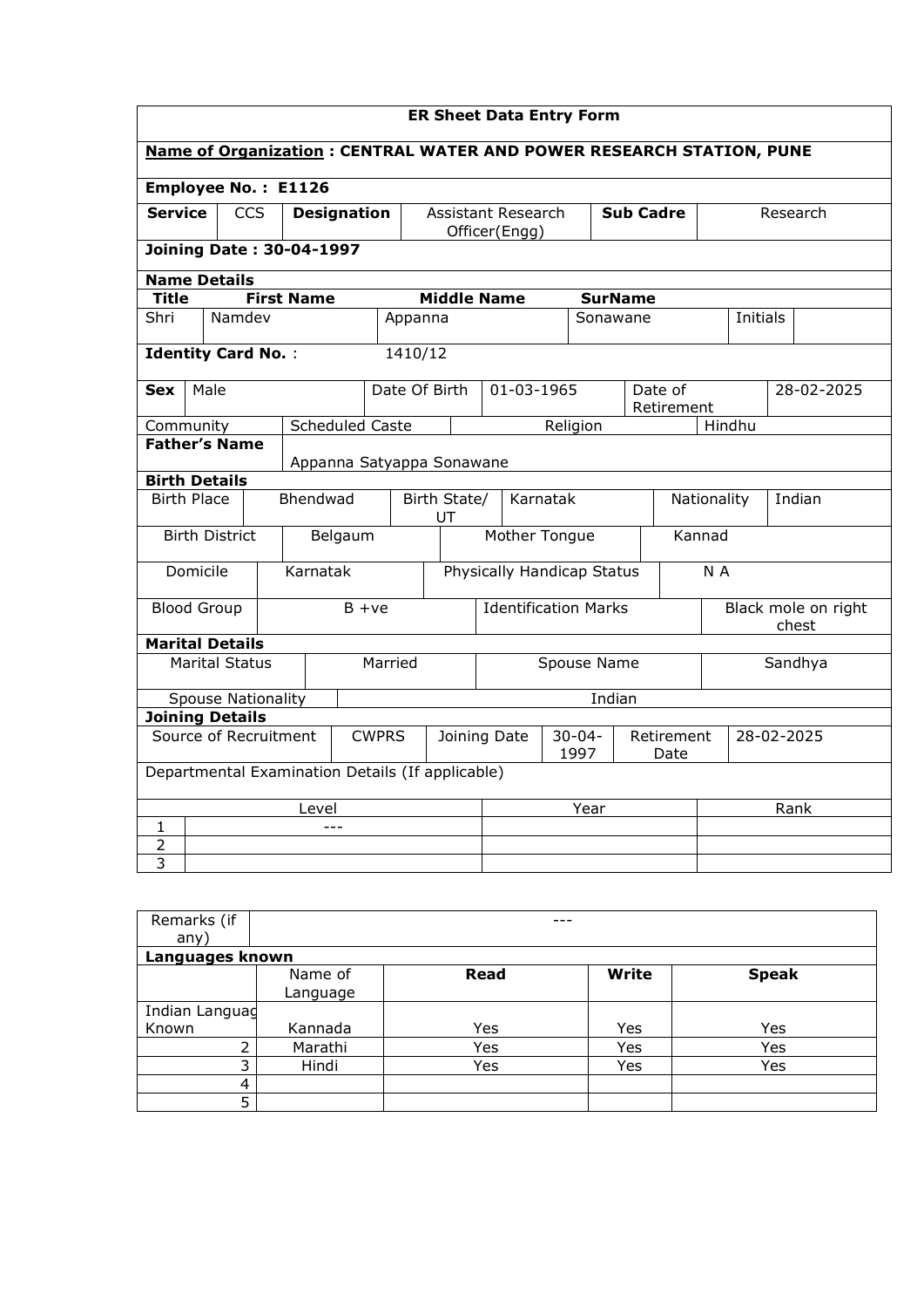## ER Sheet Data Entry Form

**Name of Organization : CENTRAL WATER AND POWER RESEARCH STATION, PUNE**

**Employee No. : E1126**

| **Service** | CCS | **Designation** | Assistant Research Officer(Engg) | **Sub Cadre** | Research |
|---|---|---|---|---|---|

**Joining Date : 30-04-1997**

**Name Details**

| **Title** | **First Name** | **Middle Name** | **SurName** | | |
|---|---|---|---|---|---|
| Shri | Namdev | Appanna | Sonawane | Initials | |

**Identity Card No.** : 1410/12

| **Sex** | Male | Date Of Birth | 01-03-1965 | Date of Retirement | 28-02-2025 |
|---|---|---|---|---|---|
| Community | Scheduled Caste | | Religion | Hindhu | |

**Father's Name** Appanna Satyappa Sonawane

**Birth Details**

| Birth Place | Bhendwad | Birth State/ UT | Karnatak | Nationality | Indian |
|---|---|---|---|---|---|
| Birth District | Belgaum | Mother Tongue | Kannad | | |
| Domicile | Karnatak | Physically Handicap Status | N A | | |
| Blood Group | B +ve | Identification Marks | Black mole on right chest | | |

**Marital Details**

| Marital Status | Married | Spouse Name | Sandhya |
|---|---|---|---|
| Spouse Nationality | Indian | | |

**Joining Details**

| Source of Recruitment | CWPRS | Joining Date | 30-04-1997 | Retirement Date | 28-02-2025 |
|---|---|---|---|---|---|

Departmental Examination Details (If applicable)

| | Level | Year | Rank |
|---|---|---|---|
| 1 | --- | | |
| 2 | | | |
| 3 | | | |

| Remarks (if any) | --- |
|---|---|

**Languages known**

| | Name of Language | **Read** | **Write** | **Speak** |
|---|---|---|---|---|
| Indian Language Known | Kannada | Yes | Yes | Yes |
| 2 | Marathi | Yes | Yes | Yes |
| 3 | Hindi | Yes | Yes | Yes |
| 4 | | | | |
| 5 | | | | |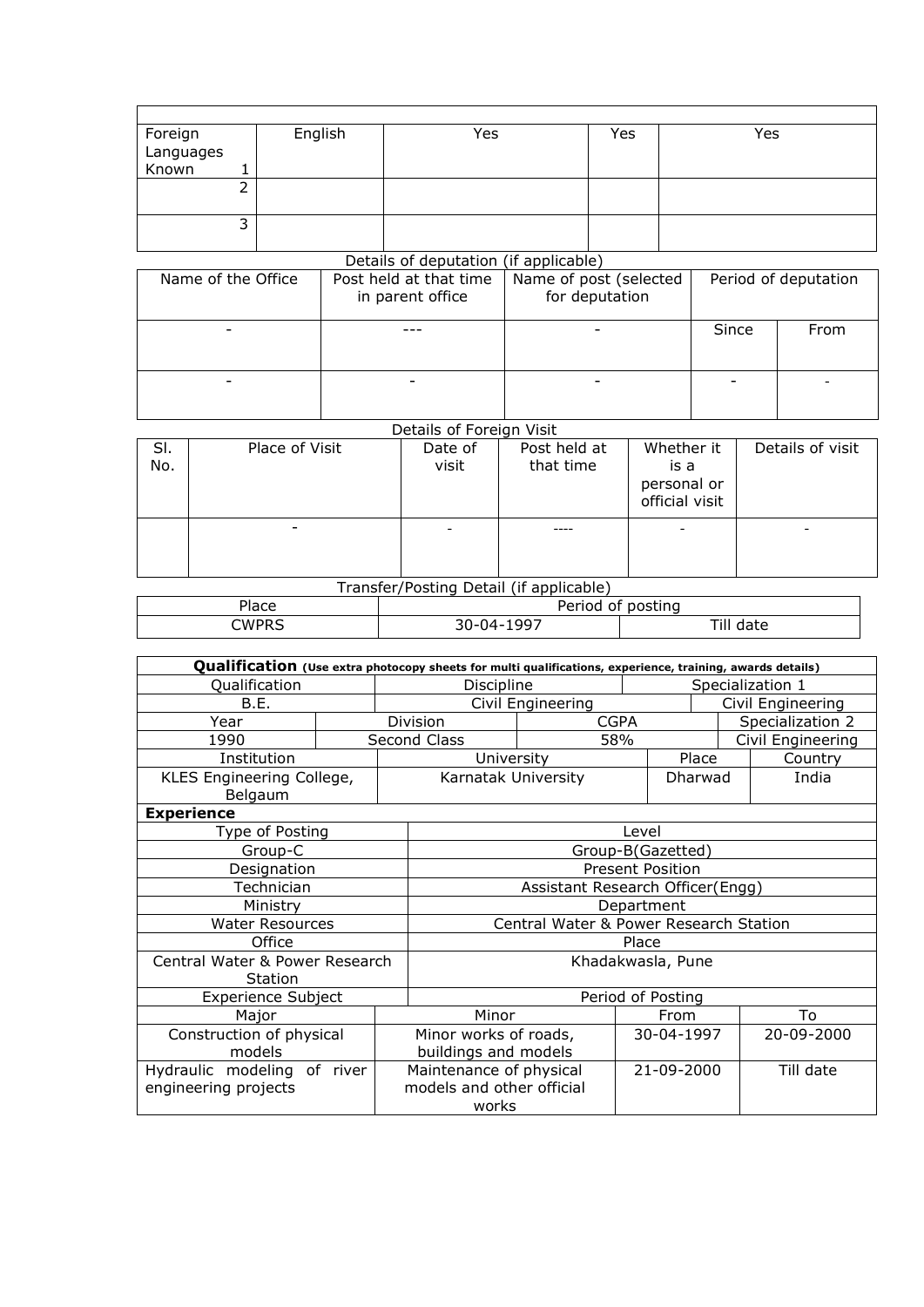| | | | | |
|---|---|---|---|---|
| Foreign Languages Known 1 | English | Yes | Yes | Yes |
| 2 | | | | |
| 3 | | | | |

Details of deputation (if applicable)

| Name of the Office | Post held at that time in parent office | Name of post (selected for deputation | Period of deputation | |
|---|---|---|---|---|
| - | --- | - | Since | From |
| - | - | - | - | - |

Details of Foreign Visit

| Sl. No. | Place of Visit | Date of visit | Post held at that time | Whether it is a personal or official visit | Details of visit |
|---|---|---|---|---|---|
| | - | - | ---- | - | - |

Transfer/Posting Detail (if applicable)

| Place | Period of posting | |
|---|---|---|
| CWPRS | 30-04-1997 | Till date |

| **Qualification** (Use extra photocopy sheets for multi qualifications, experience, training, awards details) | | | |
|---|---|---|---|
| Qualification | Discipline | Specialization 1 | |
| B.E. | Civil Engineering | Civil Engineering | |
| Year | Division | CGPA | Specialization 2 |
| 1990 | Second Class | 58% | Civil Engineering |
| Institution | University | Place | Country |
| KLES Engineering College, Belgaum | Karnatak University | Dharwad | India |

| **Experience** | | | |
|---|---|---|---|
| Type of Posting | Level | | |
| Group-C | Group-B(Gazetted) | | |
| Designation | Present Position | | |
| Technician | Assistant Research Officer(Engg) | | |
| Ministry | Department | | |
| Water Resources | Central Water & Power Research Station | | |
| Office | Place | | |
| Central Water & Power Research Station | Khadakwasla, Pune | | |
| Experience Subject | | Period of Posting | |
| Major | Minor | From | To |
| Construction of physical models | Minor works of roads, buildings and models | 30-04-1997 | 20-09-2000 |
| Hydraulic modeling of river engineering projects | Maintenance of physical models and other official works | 21-09-2000 | Till date |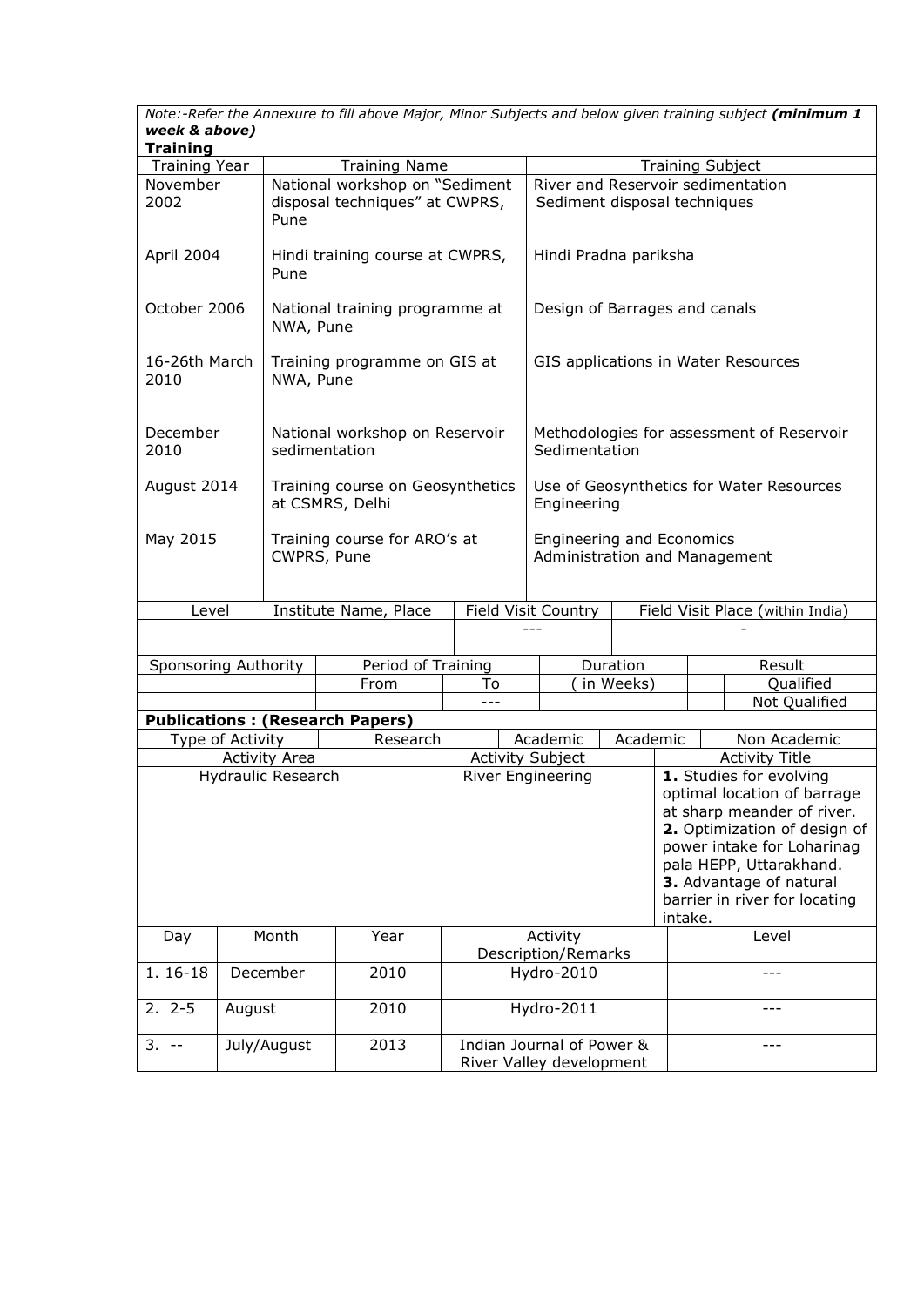*Note:-Refer the Annexure to fill above Major, Minor Subjects and below given training subject* ***(minimum 1 week & above)***

**Training**

| Training Year | Training Name | Training Subject |
|---|---|---|
| November 2002 | National workshop on "Sediment disposal techniques" at CWPRS, Pune | River and Reservoir sedimentation<br>Sediment disposal techniques |
| April 2004 | Hindi training course at CWPRS, Pune | Hindi Pradna pariksha |
| October 2006 | National training programme at NWA, Pune | Design of Barrages and canals |
| 16-26th March 2010 | Training programme on GIS at NWA, Pune | GIS applications in Water Resources |
| December 2010 | National workshop on Reservoir sedimentation | Methodologies for assessment of Reservoir Sedimentation |
| August 2014 | Training course on Geosynthetics at CSMRS, Delhi | Use of Geosynthetics for Water Resources Engineering |
| May 2015 | Training course for ARO's at CWPRS, Pune | Engineering and Economics<br>Administration and Management |

| Level | Institute Name, Place | Field Visit Country | Field Visit Place (within India) |
|---|---|---|---|
| | | --- | - |

| Sponsoring Authority | Period of Training | | Duration | Result |
|---|---|---|---|---|
| | From | To | ( in Weeks) | Qualified |
| | | --- | | Not Qualified |

**Publications : (Research Papers)**

| Type of Activity | Research | Academic | Non Academic |
|---|---|---|---|

| Activity Area | Activity Subject | Activity Title |
|---|---|---|
| Hydraulic Research | River Engineering | **1.** Studies for evolving optimal location of barrage at sharp meander of river.<br>**2.** Optimization of design of power intake for Loharinag pala HEPP, Uttarakhand.<br>**3.** Advantage of natural barrier in river for locating intake. |

| Day | Month | Year | Activity Description/Remarks | Level |
|---|---|---|---|---|
| 1. 16-18 | December | 2010 | Hydro-2010 | --- |
| 2. 2-5 | August | 2010 | Hydro-2011 | --- |
| 3. -- | July/August | 2013 | Indian Journal of Power & River Valley development | --- |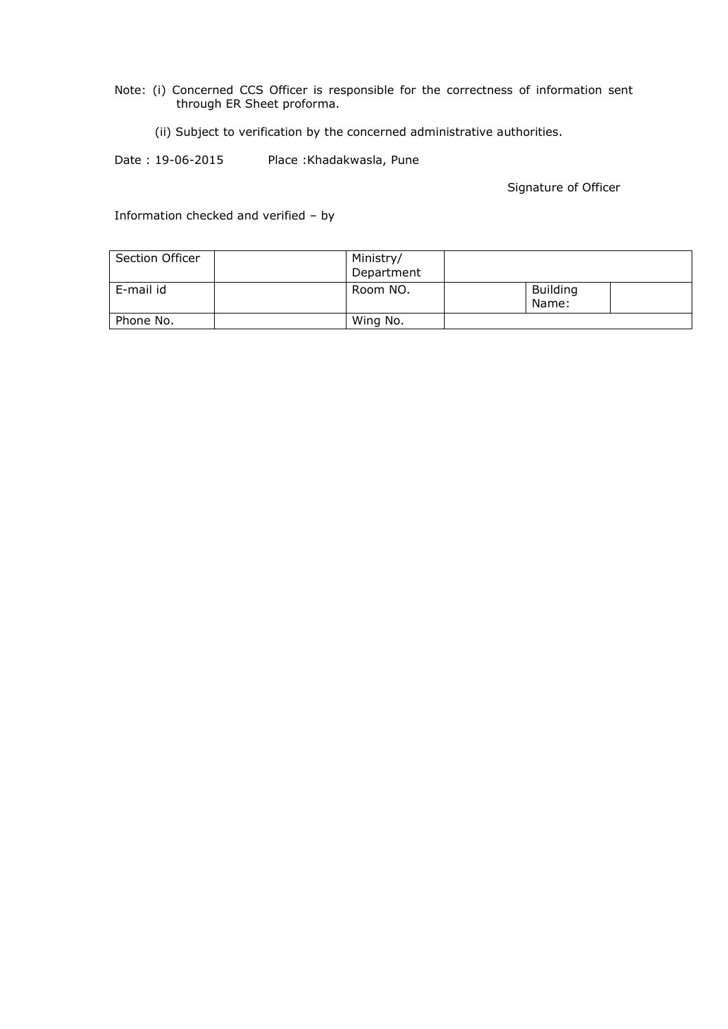Note: (i) Concerned CCS Officer is responsible for the correctness of information sent through ER Sheet proforma.

(ii) Subject to verification by the concerned administrative authorities.

Date : 19-06-2015     Place :Khadakwasla, Pune

Signature of Officer

Information checked and verified – by

| | | | | | |
|---|---|---|---|---|---|
| Section Officer | | Ministry/ Department | | | |
| E-mail id | | Room NO. | | Building Name: | |
| Phone No. | | Wing No. | | | |